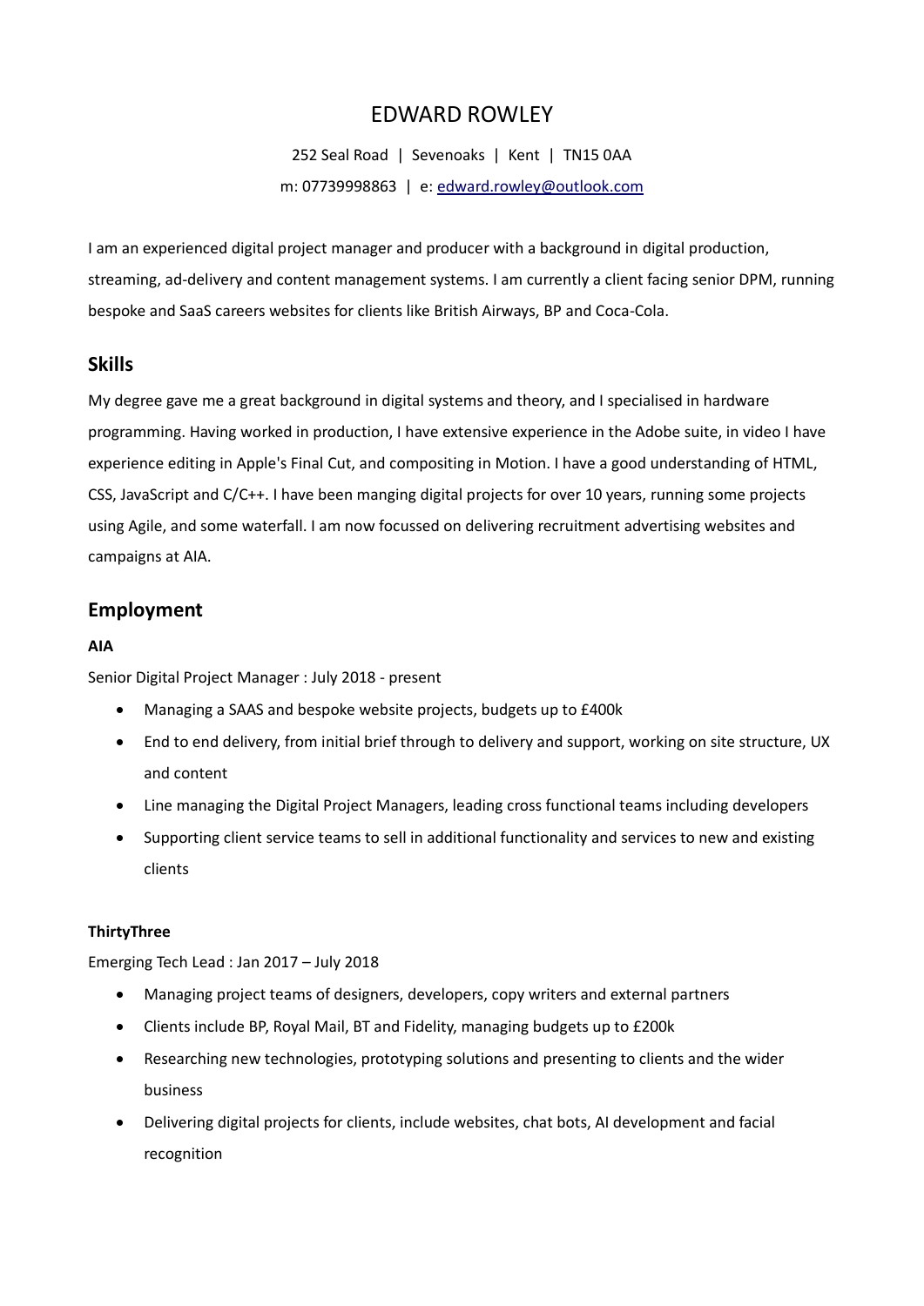# EDWARD ROWLEY

252 Seal Road | Sevenoaks | Kent | TN15 0AA

m: 07739998863 | e: edward.rowley@outlook.com

I am an experienced digital project manager and producer with a background in digital production, streaming, ad-delivery and content management systems. I am currently a client facing senior DPM, running bespoke and SaaS careers websites for clients like British Airways, BP and Coca-Cola.

## Skills

My degree gave me a great background in digital systems and theory, and I specialised in hardware programming. Having worked in production, I have extensive experience in the Adobe suite, in video I have experience editing in Apple's Final Cut, and compositing in Motion. I have a good understanding of HTML, CSS, JavaScript and C/C++. I have been manging digital projects for over 10 years, running some projects using Agile, and some waterfall. I am now focussed on delivering recruitment advertising websites and campaigns at AIA.

## Employment

**AIA**

Senior Digital Project Manager : July 2018 - present

- Managing a SAAS and bespoke website projects, budgets up to £400k
- End to end delivery, from initial brief through to delivery and support, working on site structure, UX and content
- Line managing the Digital Project Managers, leading cross functional teams including developers
- Supporting client service teams to sell in additional functionality and services to new and existing clients

**ThirtyThree**

Emerging Tech Lead : Jan 2017 – July 2018

- Managing project teams of designers, developers, copy writers and external partners
- Clients include BP, Royal Mail, BT and Fidelity, managing budgets up to £200k
- Researching new technologies, prototyping solutions and presenting to clients and the wider business
- Delivering digital projects for clients, include websites, chat bots, AI development and facial recognition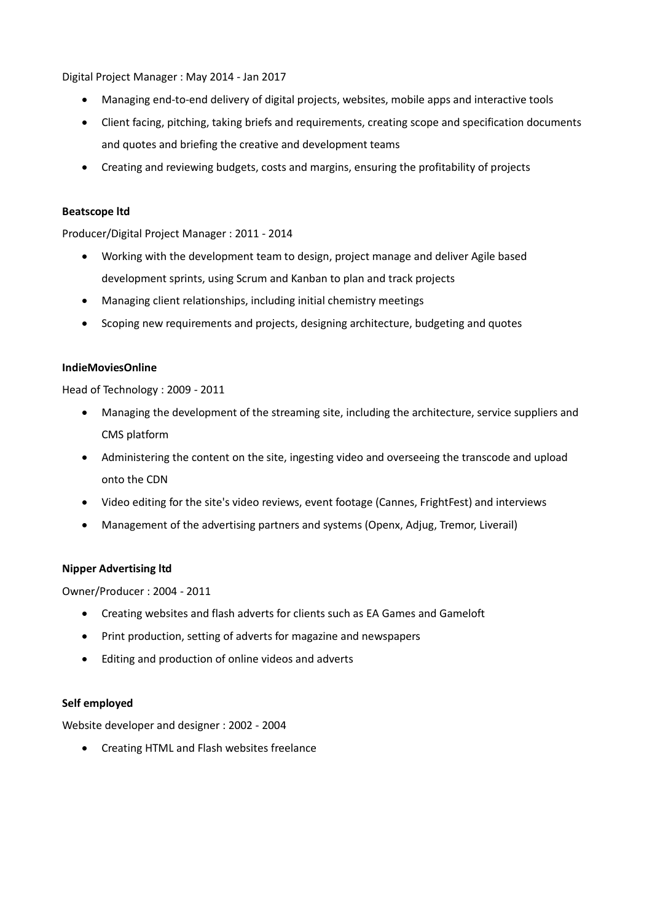Digital Project Manager : May 2014 - Jan 2017

- Managing end-to-end delivery of digital projects, websites, mobile apps and interactive tools
- Client facing, pitching, taking briefs and requirements, creating scope and specification documents and quotes and briefing the creative and development teams
- Creating and reviewing budgets, costs and margins, ensuring the profitability of projects

**Beatscope ltd**

Producer/Digital Project Manager : 2011 - 2014

- Working with the development team to design, project manage and deliver Agile based development sprints, using Scrum and Kanban to plan and track projects
- Managing client relationships, including initial chemistry meetings
- Scoping new requirements and projects, designing architecture, budgeting and quotes

**IndieMoviesOnline**

Head of Technology : 2009 - 2011

- Managing the development of the streaming site, including the architecture, service suppliers and CMS platform
- Administering the content on the site, ingesting video and overseeing the transcode and upload onto the CDN
- Video editing for the site's video reviews, event footage (Cannes, FrightFest) and interviews
- Management of the advertising partners and systems (Openx, Adjug, Tremor, Liverail)

**Nipper Advertising ltd**

Owner/Producer : 2004 - 2011

- Creating websites and flash adverts for clients such as EA Games and Gameloft
- Print production, setting of adverts for magazine and newspapers
- Editing and production of online videos and adverts

**Self employed**

Website developer and designer : 2002 - 2004

- Creating HTML and Flash websites freelance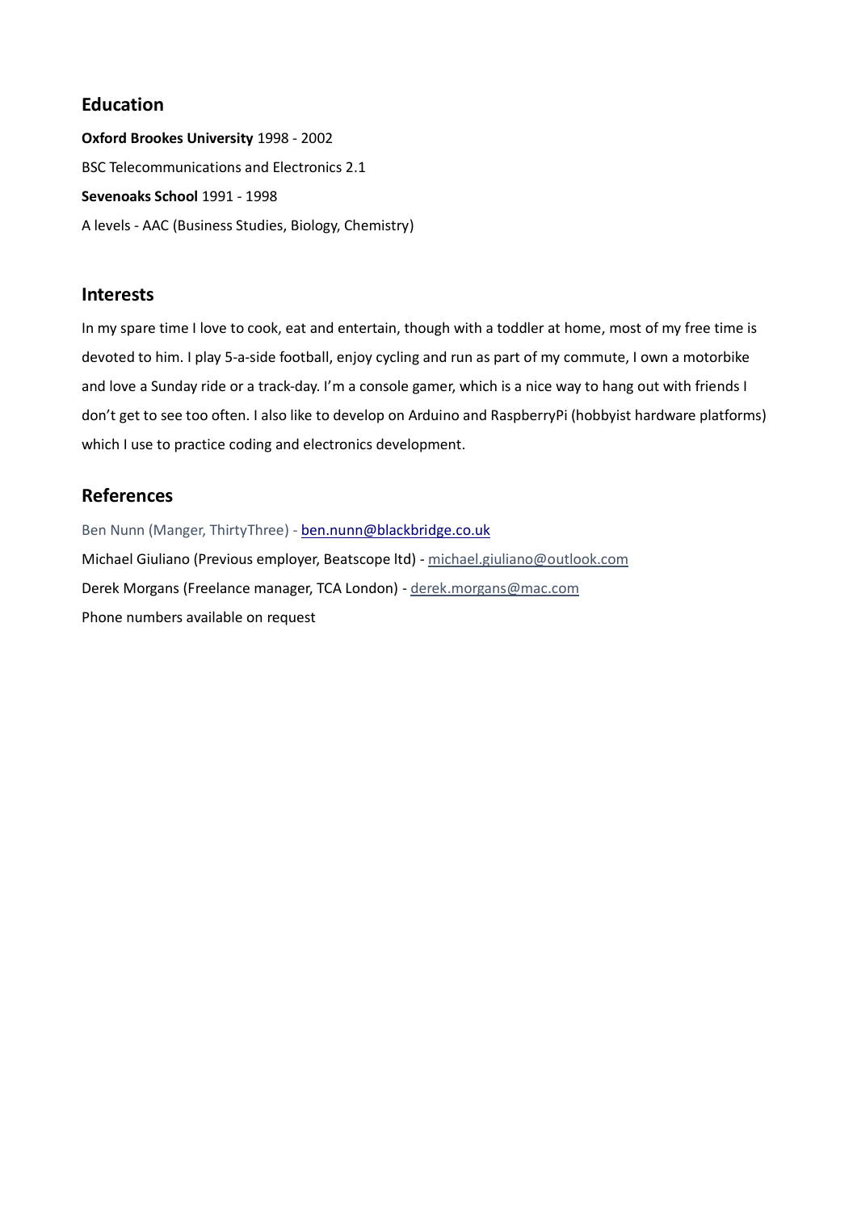## Education

**Oxford Brookes University** 1998 - 2002

BSC Telecommunications and Electronics 2.1

**Sevenoaks School** 1991 - 1998

A levels - AAC (Business Studies, Biology, Chemistry)

## Interests

In my spare time I love to cook, eat and entertain, though with a toddler at home, most of my free time is devoted to him. I play 5-a-side football, enjoy cycling and run as part of my commute, I own a motorbike and love a Sunday ride or a track-day. I'm a console gamer, which is a nice way to hang out with friends I don't get to see too often. I also like to develop on Arduino and RaspberryPi (hobbyist hardware platforms) which I use to practice coding and electronics development.

## References

Ben Nunn (Manger, ThirtyThree) - ben.nunn@blackbridge.co.uk

Michael Giuliano (Previous employer, Beatscope ltd) - michael.giuliano@outlook.com

Derek Morgans (Freelance manager, TCA London) - derek.morgans@mac.com

Phone numbers available on request